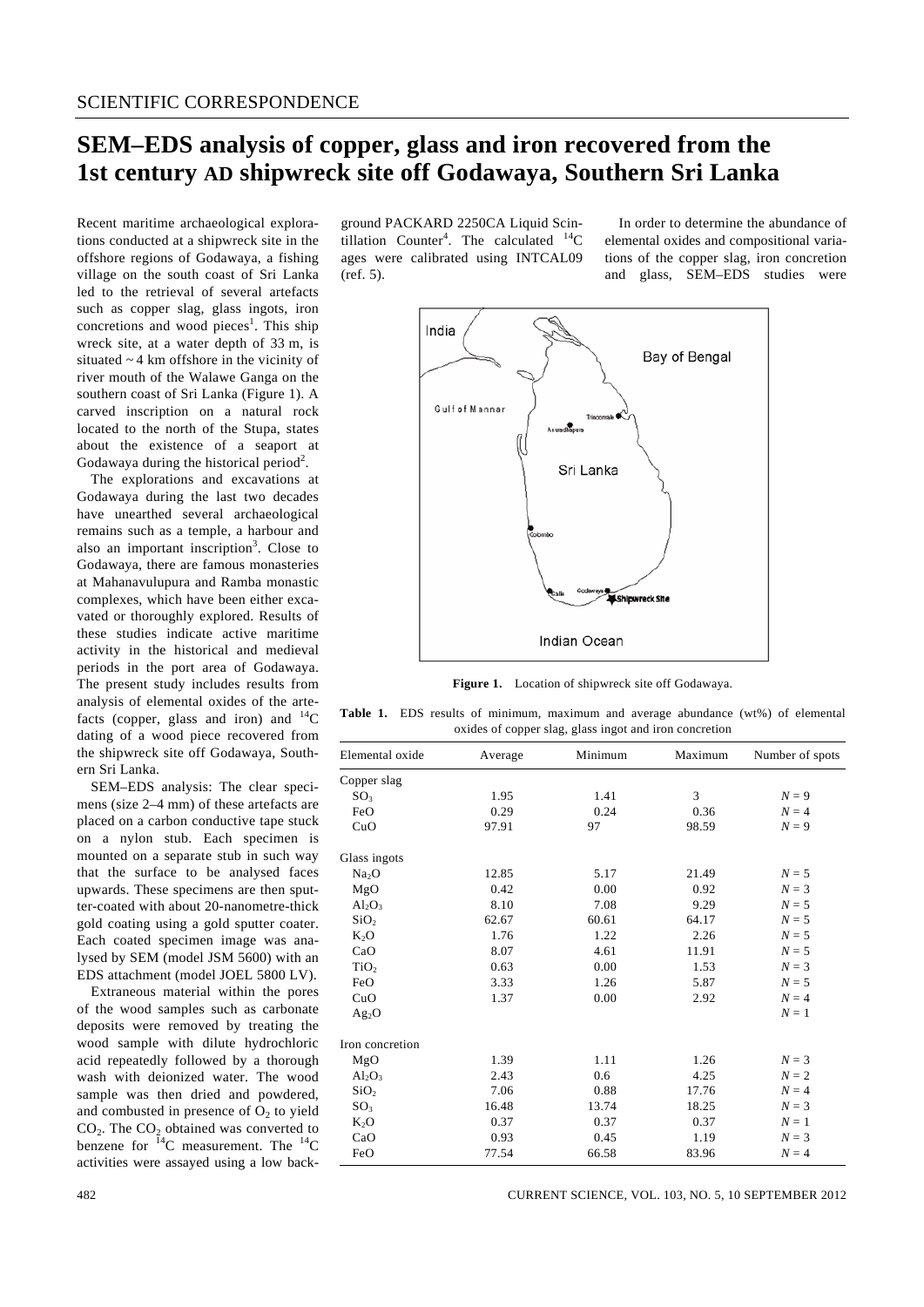SCIENTIFIC CORRESPONDENCE

# SEM–EDS analysis of copper, glass and iron recovered from the 1st century AD shipwreck site off Godawaya, Southern Sri Lanka

Recent maritime archaeological explorations conducted at a shipwreck site in the offshore regions of Godawaya, a fishing village on the south coast of Sri Lanka led to the retrieval of several artefacts such as copper slag, glass ingots, iron concretions and wood pieces[1]. This ship wreck site, at a water depth of 33 m, is situated ~ 4 km offshore in the vicinity of river mouth of the Walawe Ganga on the southern coast of Sri Lanka (Figure 1). A carved inscription on a natural rock located to the north of the Stupa, states about the existence of a seaport at Godawaya during the historical period[2].

The explorations and excavations at Godawaya during the last two decades have unearthed several archaeological remains such as a temple, a harbour and also an important inscription[3]. Close to Godawaya, there are famous monasteries at Mahanavulupura and Ramba monastic complexes, which have been either excavated or thoroughly explored. Results of these studies indicate active maritime activity in the historical and medieval periods in the port area of Godawaya. The present study includes results from analysis of elemental oxides of the artefacts (copper, glass and iron) and $^{14}C$ dating of a wood piece recovered from the shipwreck site off Godawaya, Southern Sri Lanka.

SEM–EDS analysis: The clear specimens (size 2–4 mm) of these artefacts are placed on a carbon conductive tape stuck on a nylon stub. Each specimen is mounted on a separate stub in such way that the surface to be analysed faces upwards. These specimens are then sputter-coated with about 20-nanometre-thick gold coating using a gold sputter coater. Each coated specimen image was analysed by SEM (model JSM 5600) with an EDS attachment (model JOEL 5800 LV).

Extraneous material within the pores of the wood samples such as carbonate deposits were removed by treating the wood sample with dilute hydrochloric acid repeatedly followed by a thorough wash with deionized water. The wood sample was then dried and powdered, and combusted in presence of $O_2$ to yield $CO_2$. The $CO_2$ obtained was converted to benzene for $^{14}C$ measurement. The $^{14}C$ activities were assayed using a low background PACKARD 2250CA Liquid Scintillation Counter[4]. The calculated $^{14}C$ ages were calibrated using INTCAL09 (ref. 5).

In order to determine the abundance of elemental oxides and compositional variations of the copper slag, iron concretion and glass, SEM–EDS studies were

**Figure 1.** Location of shipwreck site off Godawaya.

**Table 1.** EDS results of minimum, maximum and average abundance (wt%) of elemental oxides of copper slag, glass ingot and iron concretion

| Elemental oxide | Average | Minimum | Maximum | Number of spots |
|---|---|---|---|---|
| Copper slag | | | | |
| $SO_3$ | 1.95 | 1.41 | 3 | $N = 9$ |
| FeO | 0.29 | 0.24 | 0.36 | $N = 4$ |
| CuO | 97.91 | 97 | 98.59 | $N = 9$ |
| Glass ingots | | | | |
| $Na_2O$ | 12.85 | 5.17 | 21.49 | $N = 5$ |
| MgO | 0.42 | 0.00 | 0.92 | $N = 3$ |
| $Al_2O_3$ | 8.10 | 7.08 | 9.29 | $N = 5$ |
| $SiO_2$ | 62.67 | 60.61 | 64.17 | $N = 5$ |
| $K_2O$ | 1.76 | 1.22 | 2.26 | $N = 5$ |
| CaO | 8.07 | 4.61 | 11.91 | $N = 5$ |
| $TiO_2$ | 0.63 | 0.00 | 1.53 | $N = 3$ |
| FeO | 3.33 | 1.26 | 5.87 | $N = 5$ |
| CuO | 1.37 | 0.00 | 2.92 | $N = 4$ |
| $Ag_2O$ | | | | $N = 1$ |
| Iron concretion | | | | |
| MgO | 1.39 | 1.11 | 1.26 | $N = 3$ |
| $Al_2O_3$ | 2.43 | 0.6 | 4.25 | $N = 2$ |
| $SiO_2$ | 7.06 | 0.88 | 17.76 | $N = 4$ |
| $SO_3$ | 16.48 | 13.74 | 18.25 | $N = 3$ |
| $K_2O$ | 0.37 | 0.37 | 0.37 | $N = 1$ |
| CaO | 0.93 | 0.45 | 1.19 | $N = 3$ |
| FeO | 77.54 | 66.58 | 83.96 | $N = 4$ |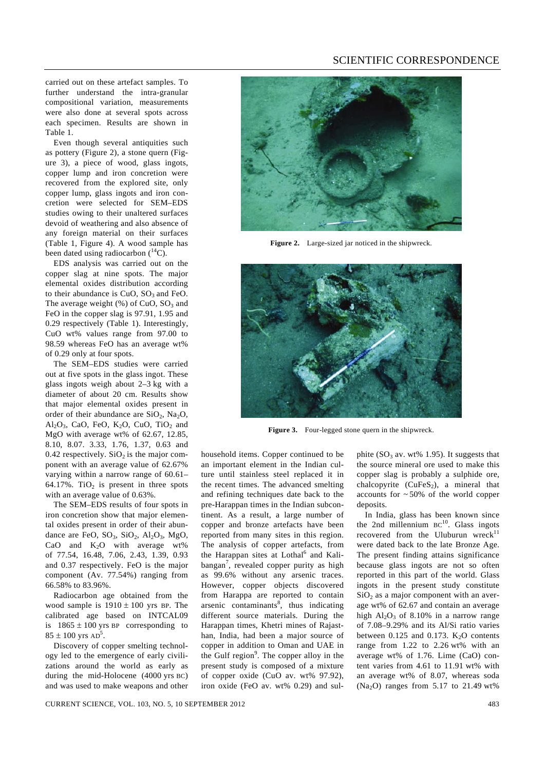carried out on these artefact samples. To further understand the intra-granular compositional variation, measurements were also done at several spots across each specimen. Results are shown in Table 1.

Even though several antiquities such as pottery (Figure 2), a stone quern (Figure 3), a piece of wood, glass ingots, copper lump and iron concretion were recovered from the explored site, only copper lump, glass ingots and iron concretion were selected for SEM–EDS studies owing to their unaltered surfaces devoid of weathering and also absence of any foreign material on their surfaces (Table 1, Figure 4). A wood sample has been dated using radiocarbon ($^{14}C$).

EDS analysis was carried out on the copper slag at nine spots. The major elemental oxides distribution according to their abundance is CuO, $SO_3$ and FeO. The average weight (%) of CuO, $SO_3$ and FeO in the copper slag is 97.91, 1.95 and 0.29 respectively (Table 1). Interestingly, CuO wt% values range from 97.00 to 98.59 whereas FeO has an average wt% of 0.29 only at four spots.

The SEM–EDS studies were carried out at five spots in the glass ingot. These glass ingots weigh about 2–3 kg with a diameter of about 20 cm. Results show that major elemental oxides present in order of their abundance are $SiO_2$, $Na_2O$, $Al_2O_3$, CaO, FeO, $K_2O$, CuO, $TiO_2$ and MgO with average wt% of 62.67, 12.85, 8.10, 8.07. 3.33, 1.76, 1.37, 0.63 and 0.42 respectively. $SiO_2$ is the major component with an average value of 62.67% varying within a narrow range of 60.61–64.17%. $TiO_2$ is present in three spots with an average value of 0.63%.

The SEM–EDS results of four spots in iron concretion show that major elemental oxides present in order of their abundance are FeO, $SO_3$, $SiO_2$, $Al_2O_3$, MgO, CaO and $K_2O$ with average wt% of 77.54, 16.48, 7.06, 2.43, 1.39, 0.93 and 0.37 respectively. FeO is the major component (Av. 77.54%) ranging from 66.58% to 83.96%.

Radiocarbon age obtained from the wood sample is 1910 ± 100 yrs BP. The calibrated age based on INTCAL09 is 1865 ± 100 yrs BP corresponding to 85 ± 100 yrs AD[5].

Discovery of copper smelting technology led to the emergence of early civilizations around the world as early as during the mid-Holocene (4000 yrs BC) and was used to make weapons and other household items. Copper continued to be an important element in the Indian culture until stainless steel replaced it in the recent times. The advanced smelting and refining techniques date back to the pre-Harappan times in the Indian subcontinent. As a result, a large number of copper and bronze artefacts have been reported from many sites in this region. The analysis of copper artefacts, from the Harappan sites at Lothal[6] and Kalibangan[7], revealed copper purity as high as 99.6% without any arsenic traces. However, copper objects discovered from Harappa are reported to contain arsenic contaminants[8], thus indicating different source materials. During the Harappan times, Khetri mines of Rajasthan, India, had been a major source of copper in addition to Oman and UAE in the Gulf region[9]. The copper alloy in the present study is composed of a mixture of copper oxide (CuO av. wt% 97.92), iron oxide (FeO av. wt% 0.29) and sulphite ($SO_3$ av. wt% 1.95). It suggests that the source mineral ore used to make this copper slag is probably a sulphide ore, chalcopyrite ($CuFeS_2$), a mineral that accounts for ~50% of the world copper deposits.

In India, glass has been known since the 2nd millennium BC[10]. Glass ingots recovered from the Uluburun wreck[11] were dated back to the late Bronze Age. The present finding attains significance because glass ingots are not so often reported in this part of the world. Glass ingots in the present study constitute $SiO_2$ as a major component with an average wt% of 62.67 and contain an average high $Al_2O_3$ of 8.10% in a narrow range of 7.08–9.29% and its Al/Si ratio varies between 0.125 and 0.173. $K_2O$ contents range from 1.22 to 2.26 wt% with an average wt% of 1.76. Lime (CaO) content varies from 4.61 to 11.91 wt% with an average wt% of 8.07, whereas soda ($Na_2O$) ranges from 5.17 to 21.49 wt%

**Figure 2.** Large-sized jar noticed in the shipwreck.

**Figure 3.** Four-legged stone quern in the shipwreck.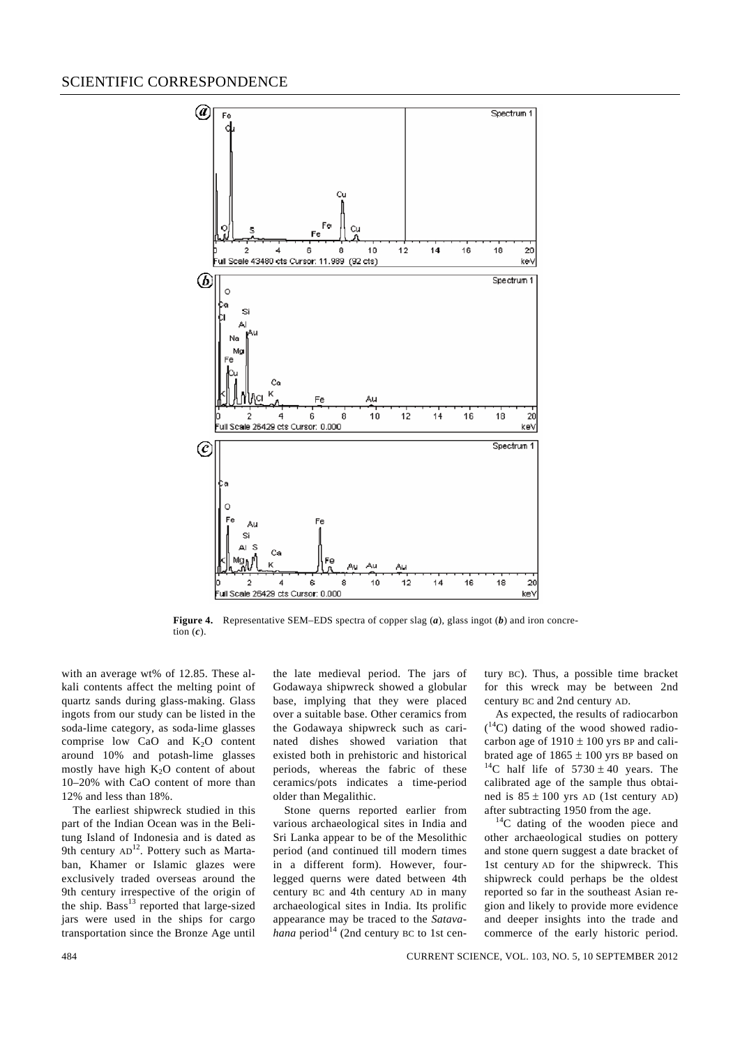**Figure 4.** Representative SEM–EDS spectra of copper slag (***a***), glass ingot (***b***) and iron concretion (***c***).

with an average wt% of 12.85. These alkali contents affect the melting point of quartz sands during glass-making. Glass ingots from our study can be listed in the soda-lime category, as soda-lime glasses comprise low CaO and $K_2O$ content around 10% and potash-lime glasses mostly have high $K_2O$ content of about 10–20% with CaO content of more than 12% and less than 18%.

The earliest shipwreck studied in this part of the Indian Ocean was in the Belitung Island of Indonesia and is dated as 9th century AD[12]. Pottery such as Martaban, Khamer or Islamic glazes were exclusively traded overseas around the 9th century irrespective of the origin of the ship. Bass[13] reported that large-sized jars were used in the ships for cargo transportation since the Bronze Age until the late medieval period. The jars of Godawaya shipwreck showed a globular base, implying that they were placed over a suitable base. Other ceramics from the Godawaya shipwreck such as carinated dishes showed variation that existed both in prehistoric and historical periods, whereas the fabric of these ceramics/pots indicates a time-period older than Megalithic.

Stone querns reported earlier from various archaeological sites in India and Sri Lanka appear to be of the Mesolithic period (and continued till modern times in a different form). However, four-legged querns were dated between 4th century BC and 4th century AD in many archaeological sites in India. Its prolific appearance may be traced to the *Satavahana* period[14] (2nd century BC to 1st century BC). Thus, a possible time bracket for this wreck may be between 2nd century BC and 2nd century AD.

As expected, the results of radiocarbon ($^{14}C$) dating of the wood showed radiocarbon age of $1910 \pm 100$ yrs BP and calibrated age of $1865 \pm 100$ yrs BP based on $^{14}C$ half life of $5730 \pm 40$ years. The calibrated age of the sample thus obtained is $85 \pm 100$ yrs AD (1st century AD) after subtracting 1950 from the age.

$^{14}C$ dating of the wooden piece and other archaeological studies on pottery and stone quern suggest a date bracket of 1st century AD for the shipwreck. This shipwreck could perhaps be the oldest reported so far in the southeast Asian region and likely to provide more evidence and deeper insights into the trade and commerce of the early historic period.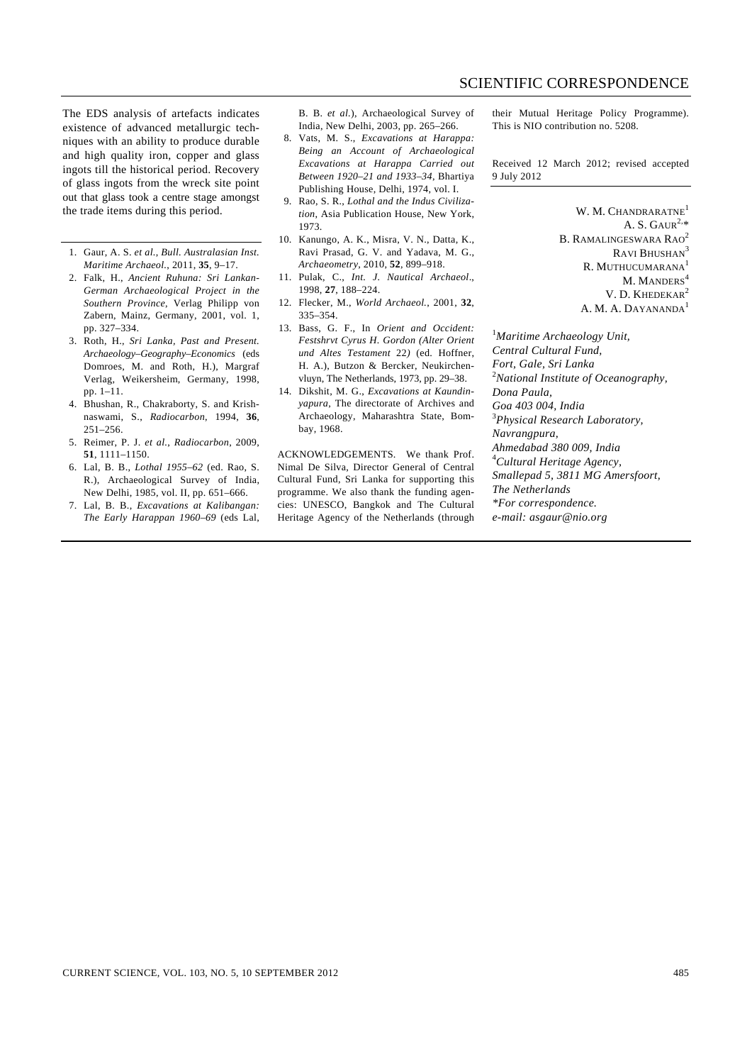The EDS analysis of artefacts indicates existence of advanced metallurgic techniques with an ability to produce durable and high quality iron, copper and glass ingots till the historical period. Recovery of glass ingots from the wreck site point out that glass took a centre stage amongst the trade items during this period.

1. Gaur, A. S. *et al.*, *Bull. Australasian Inst. Maritime Archaeol.*, 2011, **35**, 9–17.
2. Falk, H., *Ancient Ruhuna: Sri Lankan-German Archaeological Project in the Southern Province*, Verlag Philipp von Zabern, Mainz, Germany, 2001, vol. 1, pp. 327–334.
3. Roth, H., *Sri Lanka, Past and Present. Archaeology–Geography–Economics* (eds Domroes, M. and Roth, H.), Margraf Verlag, Weikersheim, Germany, 1998, pp. 1–11.
4. Bhushan, R., Chakraborty, S. and Krishnaswami, S., *Radiocarbon*, 1994, **36**, 251–256.
5. Reimer, P. J. *et al.*, *Radiocarbon*, 2009, **51**, 1111–1150.
6. Lal, B. B., *Lothal 1955–62* (ed. Rao, S. R.), Archaeological Survey of India, New Delhi, 1985, vol. II, pp. 651–666.
7. Lal, B. B., *Excavations at Kalibangan: The Early Harappan 1960–69* (eds Lal, B. B. *et al.*), Archaeological Survey of India, New Delhi, 2003, pp. 265–266.
8. Vats, M. S., *Excavations at Harappa: Being an Account of Archaeological Excavations at Harappa Carried out Between 1920–21 and 1933–34*, Bhartiya Publishing House, Delhi, 1974, vol. I.
9. Rao, S. R., *Lothal and the Indus Civilization*, Asia Publication House, New York, 1973.
10. Kanungo, A. K., Misra, V. N., Datta, K., Ravi Prasad, G. V. and Yadava, M. G., *Archaeometry*, 2010, **52**, 899–918.
11. Pulak, C., *Int. J. Nautical Archaeol*., 1998, **27**, 188–224.
12. Flecker, M., *World Archaeol.*, 2001, **32**, 335–354.
13. Bass, G. F., In *Orient and Occident: Festshrvt Cyrus H. Gordon (Alter Orient und Altes Testament* 22*)* (ed. Hoffner, H. A.), Butzon & Bercker, Neukirchenvluyn, The Netherlands, 1973, pp. 29–38.
14. Dikshit, M. G., *Excavations at Kaundinyapura*, The directorate of Archives and Archaeology, Maharashtra State, Bombay, 1968.

ACKNOWLEDGEMENTS. We thank Prof. Nimal De Silva, Director General of Central Cultural Fund, Sri Lanka for supporting this programme. We also thank the funding agencies: UNESCO, Bangkok and The Cultural Heritage Agency of the Netherlands (through their Mutual Heritage Policy Programme). This is NIO contribution no. 5208.

Received 12 March 2012; revised accepted 9 July 2012

W. M. CHANDRARATNE[1]
A. S. GAUR[2,*]
B. RAMALINGESWARA RAO[2]
RAVI BHUSHAN[3]
R. MUTHUCUMARANA[1]
M. MANDERS[4]
V. D. KHEDEKAR[2]
A. M. A. DAYANANDA[1]

[1]*Maritime Archaeology Unit, Central Cultural Fund, Fort, Gale, Sri Lanka*
[2]*National Institute of Oceanography, Dona Paula, Goa 403 004, India*
[3]*Physical Research Laboratory, Navrangpura, Ahmedabad 380 009, India*
[4]*Cultural Heritage Agency, Smallepad 5, 3811 MG Amersfoort, The Netherlands*
*\*For correspondence.*
*e-mail: asgaur@nio.org*